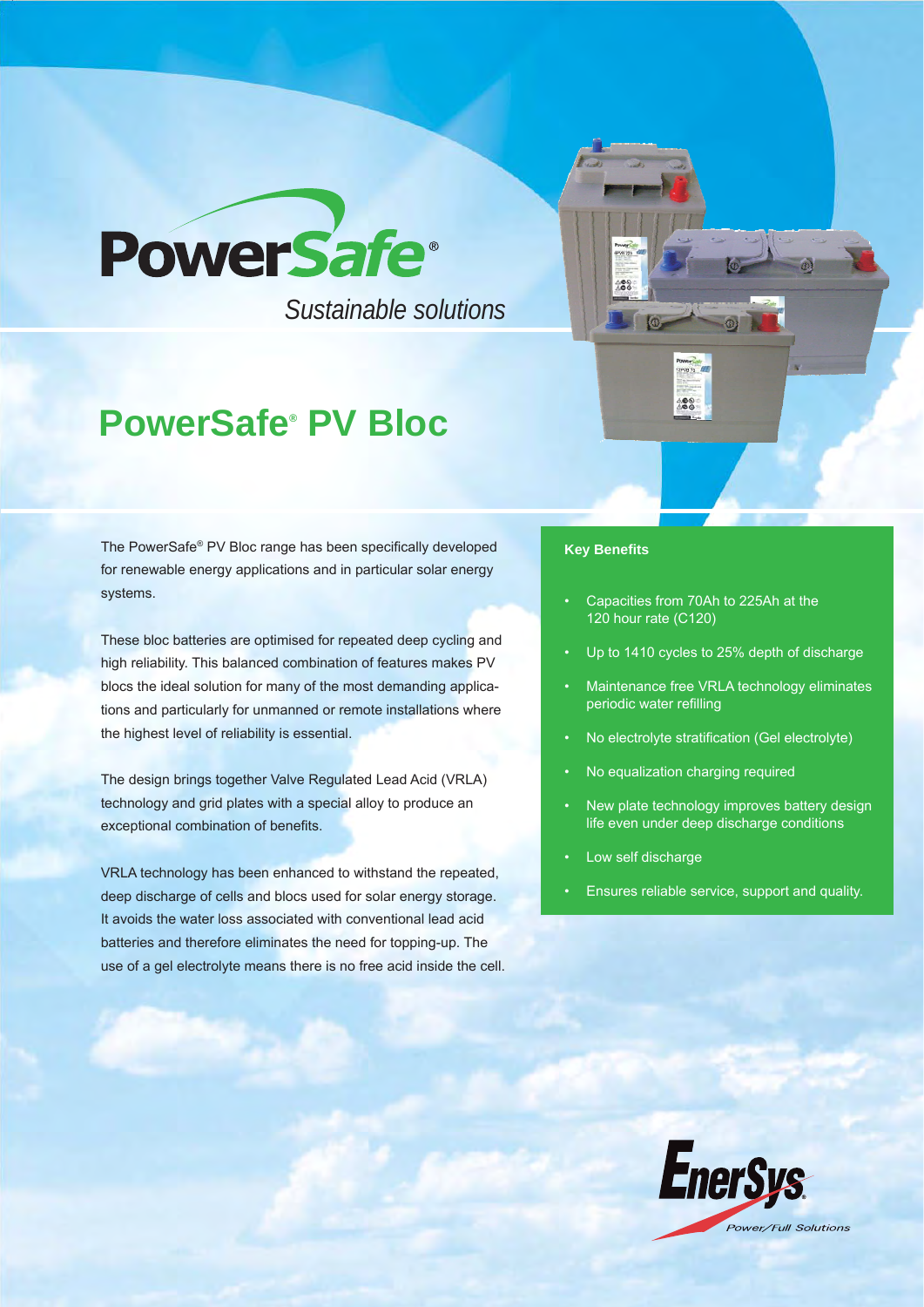PowerSafe®

*Sustainable solutions*

# PowerSafe® PV Bloc

The PowerSafe® PV Bloc range has been specifically developed for renewable energy applications and in particular solar energy systems.

These bloc batteries are optimised for repeated deep cycling and high reliability. This balanced combination of features makes PV blocs the ideal solution for many of the most demanding applications and particularly for unmanned or remote installations where the highest level of reliability is essential.

The design brings together Valve Regulated Lead Acid (VRLA) technology and grid plates with a special alloy to produce an exceptional combination of benefits.

VRLA technology has been enhanced to withstand the repeated, deep discharge of cells and blocs used for solar energy storage. It avoids the water loss associated with conventional lead acid batteries and therefore eliminates the need for topping-up. The use of a gel electrolyte means there is no free acid inside the cell.

**Key Benefits**

- Capacities from 70Ah to 225Ah at the 120 hour rate (C120)
- Up to 1410 cycles to 25% depth of discharge
- Maintenance free VRLA technology eliminates periodic water refilling
- No electrolyte stratification (Gel electrolyte)
- No equalization charging required
- New plate technology improves battery design life even under deep discharge conditions
- Low self discharge
- Ensures reliable service, support and quality.

EnerSys®

*Power/Full Solutions*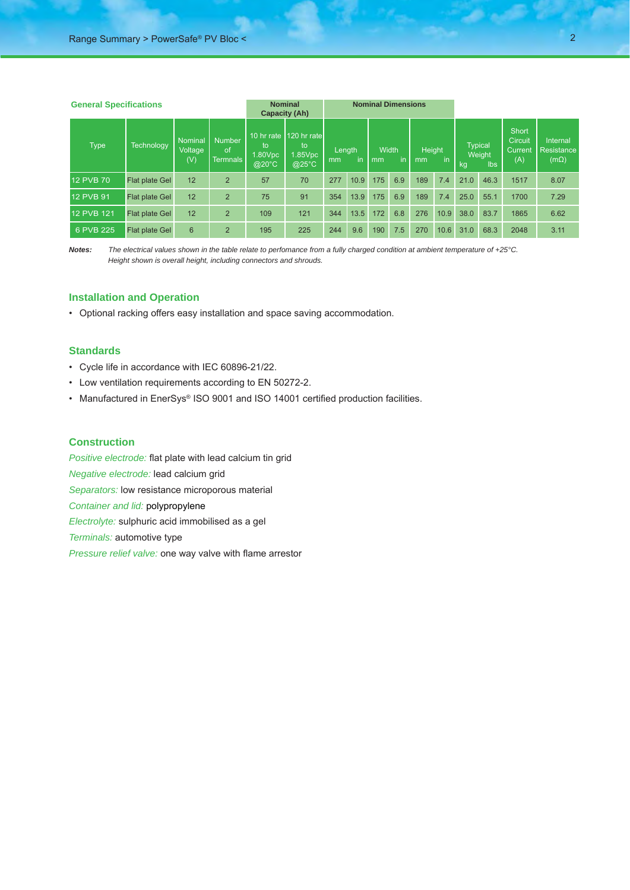## General Specifications

| Type | Technology | Nominal Voltage (V) | Number of Termnals | Nominal Capacity (Ah) | | Nominal Dimensions | | | | | | Typical Weight | | Short Circuit Current (A) | Internal Resistance (mΩ) |
|---|---|---|---|---|---|---|---|---|---|---|---|---|---|---|---|
| | | | | 10 hr rate to 1.80Vpc @20°C | 120 hr rate to 1.85Vpc @25°C | Length mm | Length in | Width mm | Width in | Height mm | Height in | kg | lbs | | |
| 12 PVB 70 | Flat plate Gel | 12 | 2 | 57 | 70 | 277 | 10.9 | 175 | 6.9 | 189 | 7.4 | 21.0 | 46.3 | 1517 | 8.07 |
| 12 PVB 91 | Flat plate Gel | 12 | 2 | 75 | 91 | 354 | 13.9 | 175 | 6.9 | 189 | 7.4 | 25.0 | 55.1 | 1700 | 7.29 |
| 12 PVB 121 | Flat plate Gel | 12 | 2 | 109 | 121 | 344 | 13.5 | 172 | 6.8 | 276 | 10.9 | 38.0 | 83.7 | 1865 | 6.62 |
| 6 PVB 225 | Flat plate Gel | 6 | 2 | 195 | 225 | 244 | 9.6 | 190 | 7.5 | 270 | 10.6 | 31.0 | 68.3 | 2048 | 3.11 |

**Notes:** *The electrical values shown in the table relate to perfomance from a fully charged condition at ambient temperature of +25°C. Height shown is overall height, including connectors and shrouds.*

## Installation and Operation

- Optional racking offers easy installation and space saving accommodation.

## Standards

- Cycle life in accordance with IEC 60896-21/22.
- Low ventilation requirements according to EN 50272-2.
- Manufactured in EnerSys® ISO 9001 and ISO 14001 certified production facilities.

## Construction

*Positive electrode:* flat plate with lead calcium tin grid

*Negative electrode:* lead calcium grid

*Separators:* low resistance microporous material

*Container and lid:* polypropylene

*Electrolyte:* sulphuric acid immobilised as a gel

*Terminals:* automotive type

*Pressure relief valve:* one way valve with flame arrestor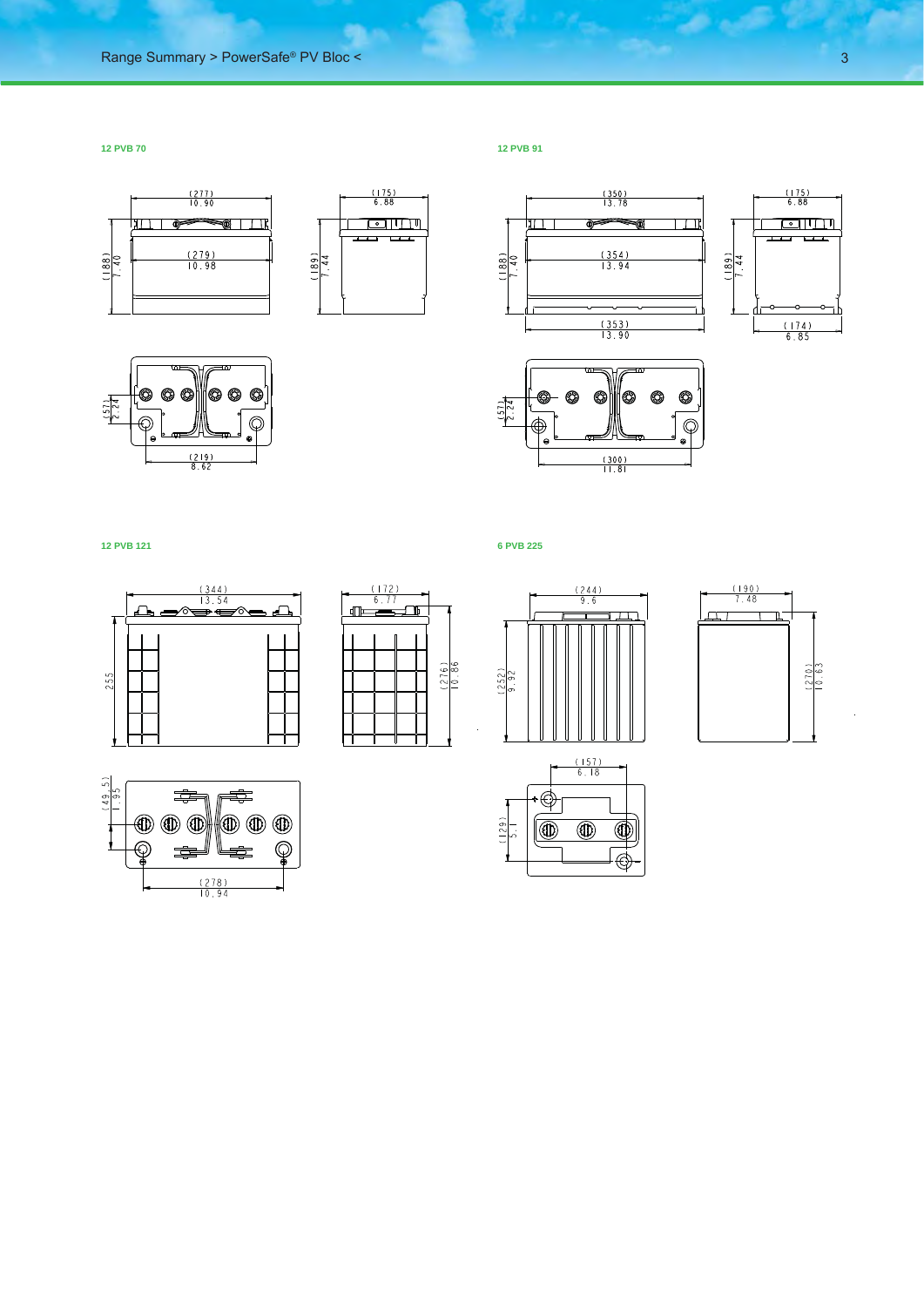#### 12 PVB 70

(277) 10.90

(279) 10.98

(188) 7.40

(175) 6.88

(189) 7.44

(57) 2.24

(219) 8.62

#### 12 PVB 91

(350) 13.78

(354) 13.94

(188) 7.40

(353) 13.90

(175) 6.88

(189) 7.44

(174) 6.85

(57) 2.24

(300) 11.81

#### 12 PVB 121

(344) 13.54

255

(172) 6.77

(276) 10.86

(49.5) 1.95

(278) 10.94

#### 6 PVB 225

(244) 9.6

(252) 9.92

(190) 7.48

(270) 10.63

(157) 6.18

(129) 5.1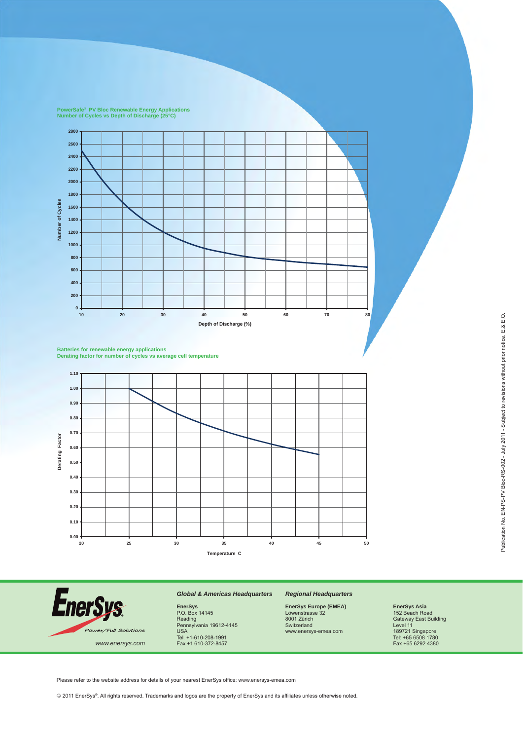**PowerSafe® PV Bloc Renewable Energy Applications**
**Number of Cycles vs Depth of Discharge (25°C)**

Number of Cycles

2800
2600
2400
2200
2000
1800
1600
1400
1200
1000
800
600
400
200
0

10 20 30 40 50 60 70 80

Depth of Discharge (%)

**Batteries for renewable energy applications**
**Derating factor for number of cycles vs average cell temperature**

Derating Factor

1.10
1.00
0.90
0.80
0.70
0.60
0.50
0.40
0.30
0.20
0.10
0.00

20 25 30 35 40 45 50

Temperature C

Publication No. EN-PS-PV Bloc-RS-002 - July 2011 - Subject to revisions without prior notice. E.& E.O.

EnerSys
Power/Full Solutions
www.enersys.com

*Global & Americas Headquarters*

**EnerSys**
P.O. Box 14145
Reading
Pennsylvania 19612-4145
USA
Tel. +1-610-208-1991
Fax +1 610-372-8457

*Regional Headquarters*

**EnerSys Europe (EMEA)**
Löwenstrasse 32
8001 Zürich
Switzerland
www.enersys-emea.com

**EnerSys Asia**
152 Beach Road
Gateway East Building
Level 11
189721 Singapore
Tel: +65 6508 1780
Fax +65 6292 4380

Please refer to the website address for details of your nearest EnerSys office: www.enersys-emea.com

© 2011 EnerSys®. All rights reserved. Trademarks and logos are the property of EnerSys and its affiliates unless otherwise noted.